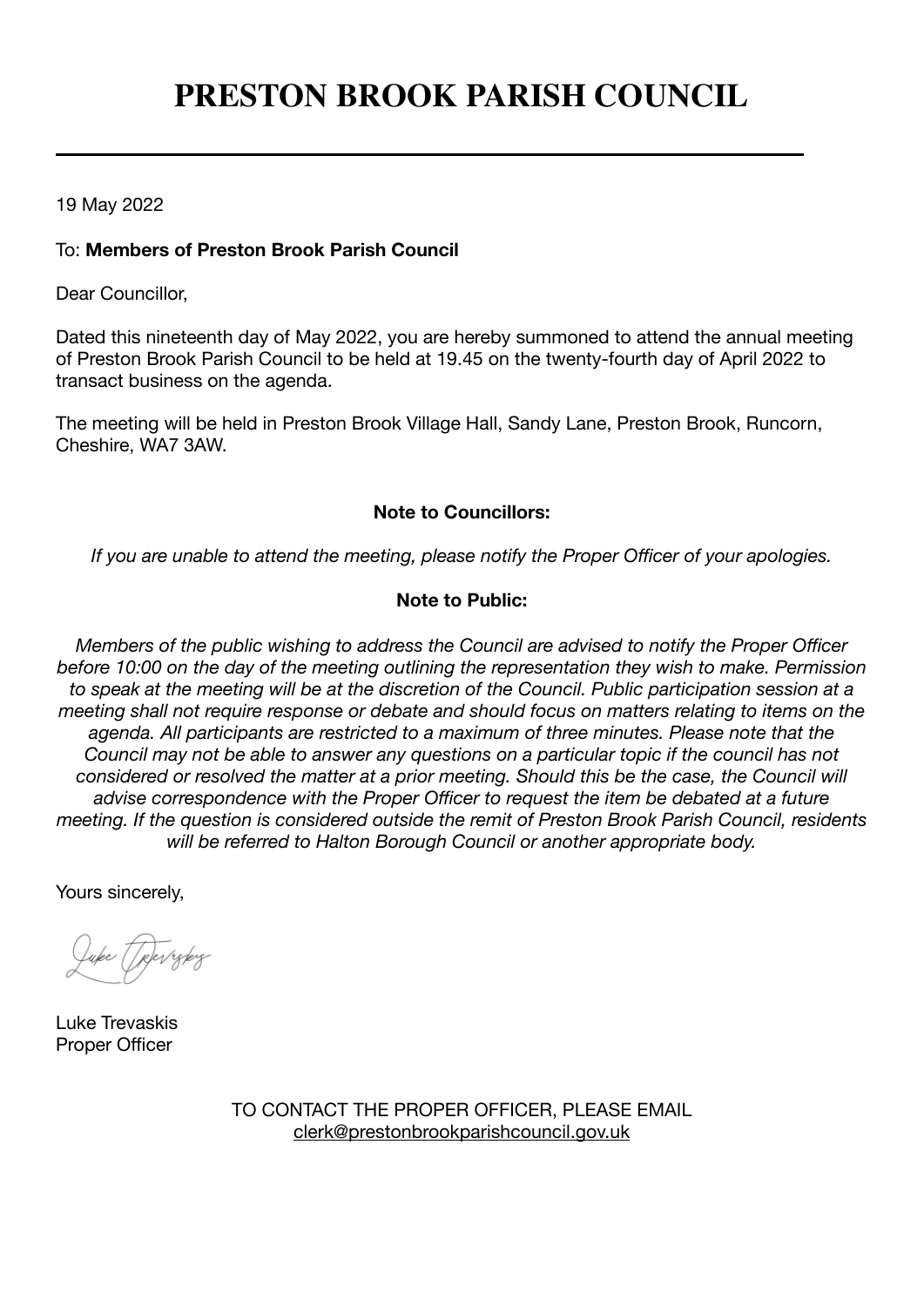# PRESTON BROOK PARISH COUNCIL

---

19 May 2022

To: **Members of Preston Brook Parish Council**

Dear Councillor,

Dated this nineteenth day of May 2022, you are hereby summoned to attend the annual meeting of Preston Brook Parish Council to be held at 19.45 on the twenty-fourth day of April 2022 to transact business on the agenda.

The meeting will be held in Preston Brook Village Hall, Sandy Lane, Preston Brook, Runcorn, Cheshire, WA7 3AW.

**Note to Councillors:**

*If you are unable to attend the meeting, please notify the Proper Officer of your apologies.*

**Note to Public:**

*Members of the public wishing to address the Council are advised to notify the Proper Officer before 10:00 on the day of the meeting outlining the representation they wish to make. Permission to speak at the meeting will be at the discretion of the Council. Public participation session at a meeting shall not require response or debate and should focus on matters relating to items on the agenda. All participants are restricted to a maximum of three minutes. Please note that the Council may not be able to answer any questions on a particular topic if the council has not considered or resolved the matter at a prior meeting. Should this be the case, the Council will advise correspondence with the Proper Officer to request the item be debated at a future meeting. If the question is considered outside the remit of Preston Brook Parish Council, residents will be referred to Halton Borough Council or another appropriate body.*

Yours sincerely,

Luke Trevaskis
Proper Officer

TO CONTACT THE PROPER OFFICER, PLEASE EMAIL
clerk@prestonbrookparishcouncil.gov.uk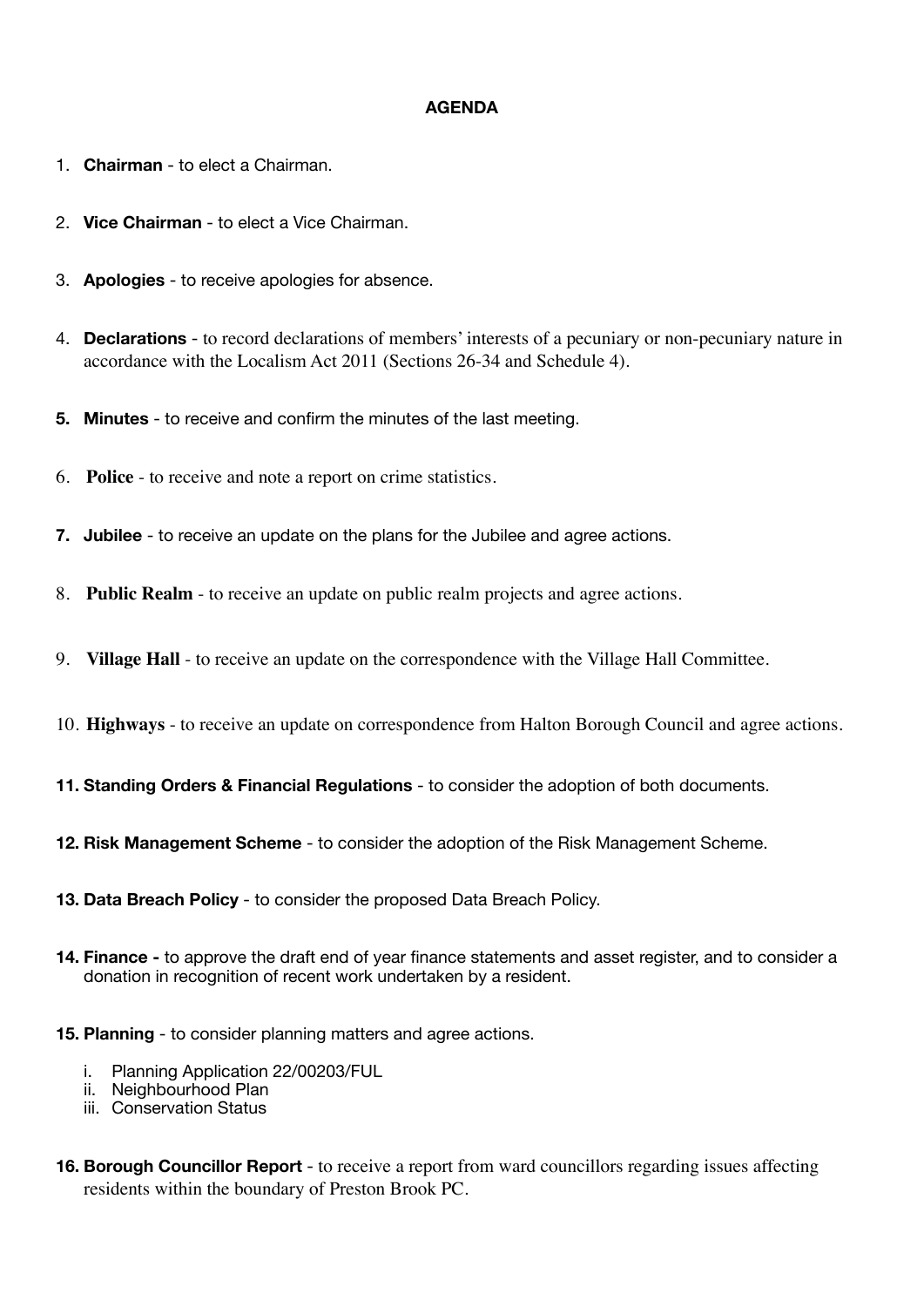**AGENDA**

1. **Chairman** - to elect a Chairman.

2. **Vice Chairman** - to elect a Vice Chairman.

3. **Apologies** - to receive apologies for absence.

4. **Declarations** - to record declarations of members' interests of a pecuniary or non-pecuniary nature in accordance with the Localism Act 2011 (Sections 26-34 and Schedule 4).

5. **Minutes** - to receive and confirm the minutes of the last meeting.

6. **Police** - to receive and note a report on crime statistics.

7. **Jubilee** - to receive an update on the plans for the Jubilee and agree actions.

8. **Public Realm** - to receive an update on public realm projects and agree actions.

9. **Village Hall** - to receive an update on the correspondence with the Village Hall Committee.

10. **Highways** - to receive an update on correspondence from Halton Borough Council and agree actions.

11. **Standing Orders & Financial Regulations** - to consider the adoption of both documents.

12. **Risk Management Scheme** - to consider the adoption of the Risk Management Scheme.

13. **Data Breach Policy** - to consider the proposed Data Breach Policy.

14. **Finance -** to approve the draft end of year finance statements and asset register, and to consider a donation in recognition of recent work undertaken by a resident.

15. **Planning** - to consider planning matters and agree actions.
    1. Planning Application 22/00203/FUL
    2. Neighbourhood Plan
    3. Conservation Status

16. **Borough Councillor Report** - to receive a report from ward councillors regarding issues affecting residents within the boundary of Preston Brook PC.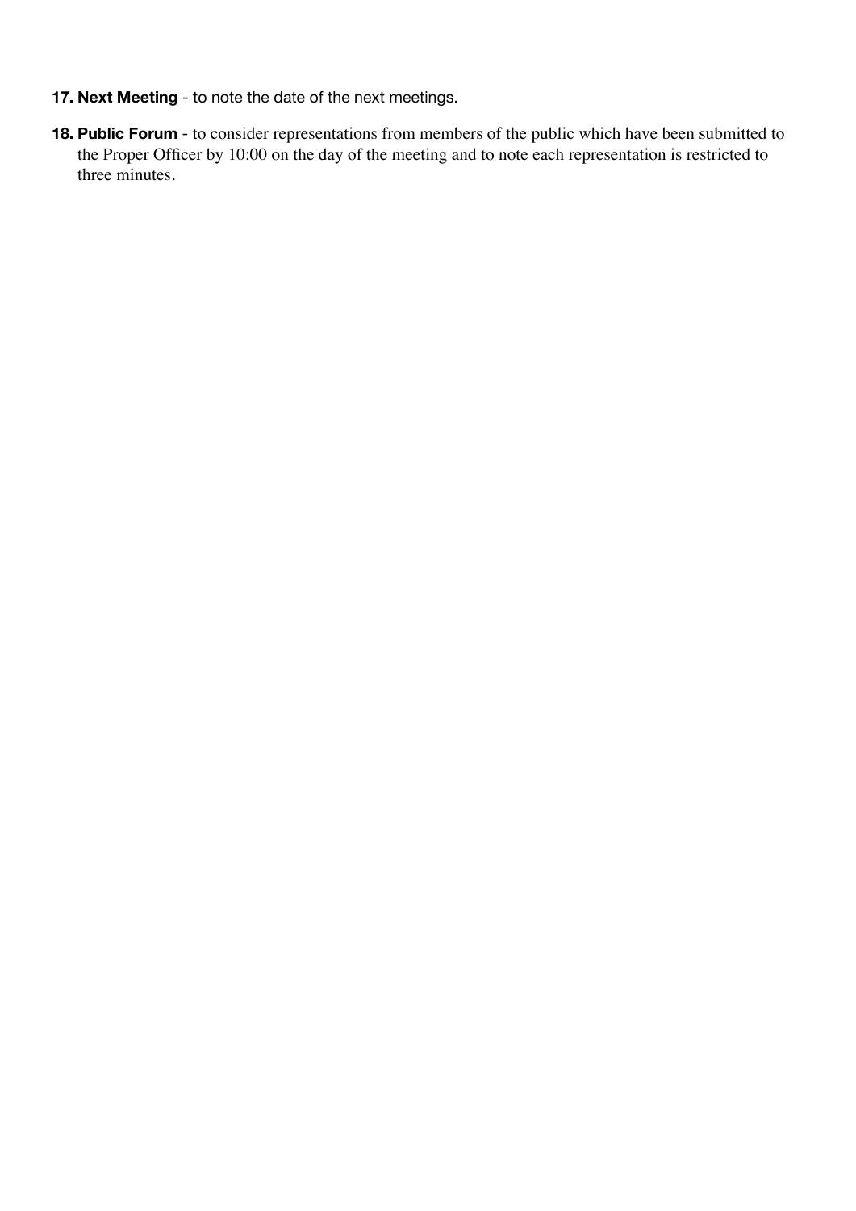17. **Next Meeting** - to note the date of the next meetings.

18. **Public Forum** - to consider representations from members of the public which have been submitted to the Proper Officer by 10:00 on the day of the meeting and to note each representation is restricted to three minutes.